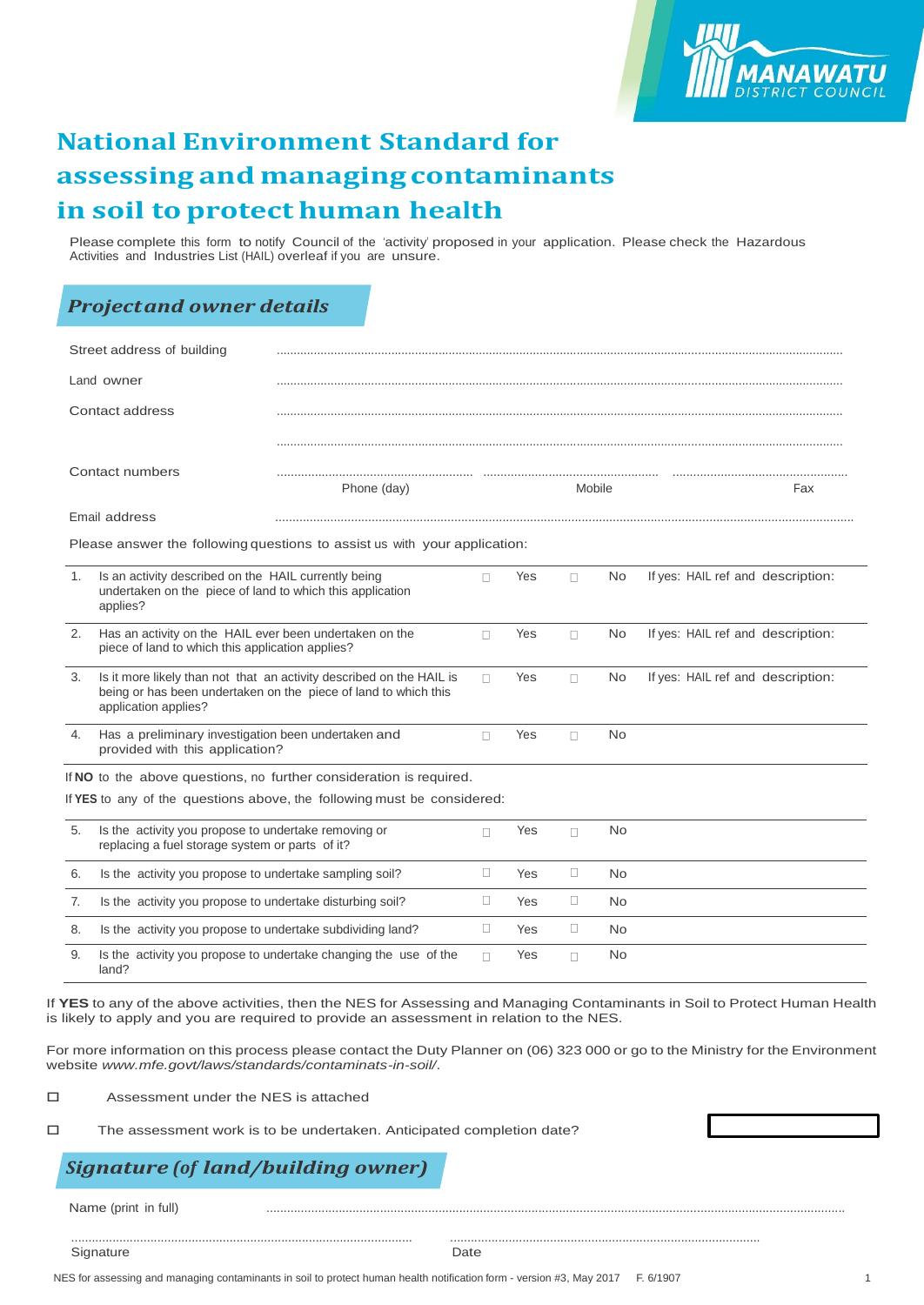MANAWATU DISTRICT COUNCIL

# National Environment Standard for assessing and managing contaminants in soil to protect human health

Please complete this form to notify Council of the 'activity' proposed in your application. Please check the Hazardous Activities and Industries List (HAIL) overleaf if you are unsure.

## *Project and owner details*

Street address of building ..............................................................................

Land owner ..............................................................................

Contact address ..............................................................................

..............................................................................

Contact numbers .............................. .............................. ..............................

Phone (day) Mobile Fax

Email address ..............................................................................

Please answer the following questions to assist us with your application:

| | Question | | | | | |
|---|---|---|---|---|---|---|
| 1. | Is an activity described on the HAIL currently being undertaken on the piece of land to which this application applies? | ☐ | Yes | ☐ | No | If yes: HAIL ref and description: |
| 2. | Has an activity on the HAIL ever been undertaken on the piece of land to which this application applies? | ☐ | Yes | ☐ | No | If yes: HAIL ref and description: |
| 3. | Is it more likely than not that an activity described on the HAIL is being or has been undertaken on the piece of land to which this application applies? | ☐ | Yes | ☐ | No | If yes: HAIL ref and description: |
| 4. | Has a preliminary investigation been undertaken and provided with this application? | ☐ | Yes | ☐ | No | |

If **NO** to the above questions, no further consideration is required.

If **YES** to any of the questions above, the following must be considered:

| | Question | | | | |
|---|---|---|---|---|---|
| 5. | Is the activity you propose to undertake removing or replacing a fuel storage system or parts of it? | ☐ | Yes | ☐ | No |
| 6. | Is the activity you propose to undertake sampling soil? | ☐ | Yes | ☐ | No |
| 7. | Is the activity you propose to undertake disturbing soil? | ☐ | Yes | ☐ | No |
| 8. | Is the activity you propose to undertake subdividing land? | ☐ | Yes | ☐ | No |
| 9. | Is the activity you propose to undertake changing the use of the land? | ☐ | Yes | ☐ | No |

If **YES** to any of the above activities, then the NES for Assessing and Managing Contaminants in Soil to Protect Human Health is likely to apply and you are required to provide an assessment in relation to the NES.

For more information on this process please contact the Duty Planner on (06) 323 000 or go to the Ministry for the Environment website *www.mfe.govt/laws/standards/contaminats-in-soil/*.

☐ Assessment under the NES is attached

☐ The assessment work is to be undertaken. Anticipated completion date? [ ]

## *Signature (of land/building owner)*

Name (print in full) ..............................................................................

.............................................................. ..............................................................

Signature Date

NES for assessing and managing contaminants in soil to protect human health notification form - version #3, May 2017 F. 6/1907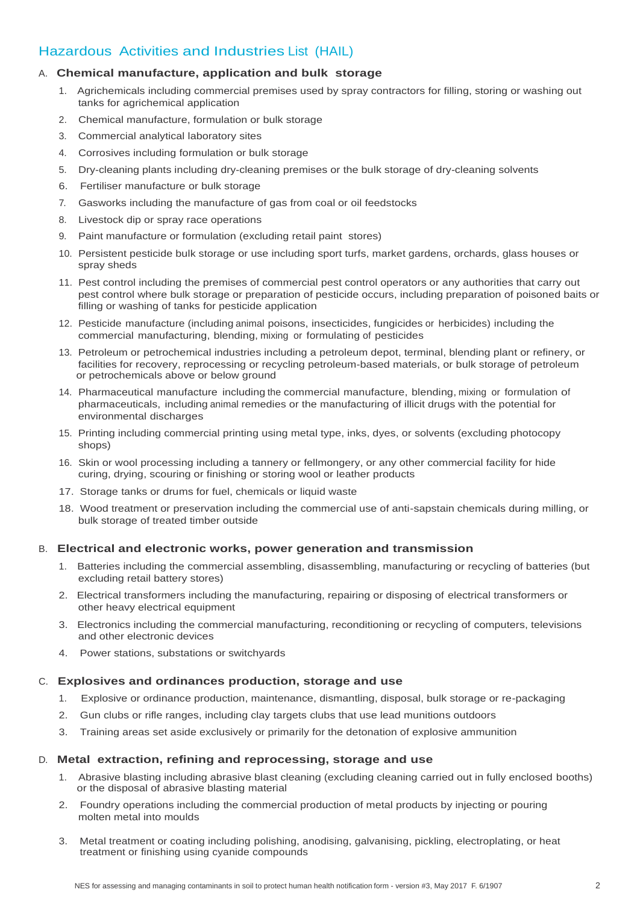# Hazardous Activities and Industries List (HAIL)

## A. Chemical manufacture, application and bulk storage

1. Agrichemicals including commercial premises used by spray contractors for filling, storing or washing out tanks for agrichemical application
2. Chemical manufacture, formulation or bulk storage
3. Commercial analytical laboratory sites
4. Corrosives including formulation or bulk storage
5. Dry-cleaning plants including dry-cleaning premises or the bulk storage of dry-cleaning solvents
6. Fertiliser manufacture or bulk storage
7. Gasworks including the manufacture of gas from coal or oil feedstocks
8. Livestock dip or spray race operations
9. Paint manufacture or formulation (excluding retail paint stores)
10. Persistent pesticide bulk storage or use including sport turfs, market gardens, orchards, glass houses or spray sheds
11. Pest control including the premises of commercial pest control operators or any authorities that carry out pest control where bulk storage or preparation of pesticide occurs, including preparation of poisoned baits or filling or washing of tanks for pesticide application
12. Pesticide manufacture (including animal poisons, insecticides, fungicides or herbicides) including the commercial manufacturing, blending, mixing or formulating of pesticides
13. Petroleum or petrochemical industries including a petroleum depot, terminal, blending plant or refinery, or facilities for recovery, reprocessing or recycling petroleum-based materials, or bulk storage of petroleum or petrochemicals above or below ground
14. Pharmaceutical manufacture including the commercial manufacture, blending, mixing or formulation of pharmaceuticals, including animal remedies or the manufacturing of illicit drugs with the potential for environmental discharges
15. Printing including commercial printing using metal type, inks, dyes, or solvents (excluding photocopy shops)
16. Skin or wool processing including a tannery or fellmongery, or any other commercial facility for hide curing, drying, scouring or finishing or storing wool or leather products
17. Storage tanks or drums for fuel, chemicals or liquid waste
18. Wood treatment or preservation including the commercial use of anti-sapstain chemicals during milling, or bulk storage of treated timber outside

## B. Electrical and electronic works, power generation and transmission

1. Batteries including the commercial assembling, disassembling, manufacturing or recycling of batteries (but excluding retail battery stores)
2. Electrical transformers including the manufacturing, repairing or disposing of electrical transformers or other heavy electrical equipment
3. Electronics including the commercial manufacturing, reconditioning or recycling of computers, televisions and other electronic devices
4. Power stations, substations or switchyards

## C. Explosives and ordinances production, storage and use

1. Explosive or ordinance production, maintenance, dismantling, disposal, bulk storage or re-packaging
2. Gun clubs or rifle ranges, including clay targets clubs that use lead munitions outdoors
3. Training areas set aside exclusively or primarily for the detonation of explosive ammunition

## D. Metal extraction, refining and reprocessing, storage and use

1. Abrasive blasting including abrasive blast cleaning (excluding cleaning carried out in fully enclosed booths) or the disposal of abrasive blasting material
2. Foundry operations including the commercial production of metal products by injecting or pouring molten metal into moulds
3. Metal treatment or coating including polishing, anodising, galvanising, pickling, electroplating, or heat treatment or finishing using cyanide compounds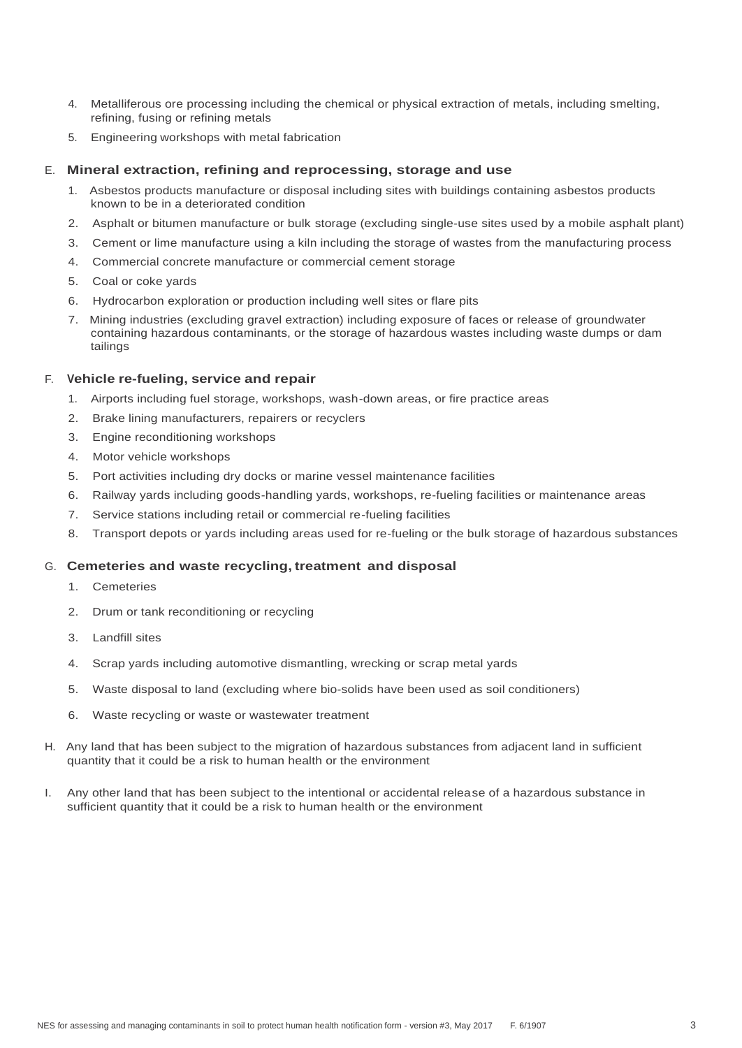4. Metalliferous ore processing including the chemical or physical extraction of metals, including smelting, refining, fusing or refining metals
5. Engineering workshops with metal fabrication

E. **Mineral extraction, refining and reprocessing, storage and use**

1. Asbestos products manufacture or disposal including sites with buildings containing asbestos products known to be in a deteriorated condition
2. Asphalt or bitumen manufacture or bulk storage (excluding single-use sites used by a mobile asphalt plant)
3. Cement or lime manufacture using a kiln including the storage of wastes from the manufacturing process
4. Commercial concrete manufacture or commercial cement storage
5. Coal or coke yards
6. Hydrocarbon exploration or production including well sites or flare pits
7. Mining industries (excluding gravel extraction) including exposure of faces or release of groundwater containing hazardous contaminants, or the storage of hazardous wastes including waste dumps or dam tailings

F. **Vehicle re-fueling, service and repair**

1. Airports including fuel storage, workshops, wash-down areas, or fire practice areas
2. Brake lining manufacturers, repairers or recyclers
3. Engine reconditioning workshops
4. Motor vehicle workshops
5. Port activities including dry docks or marine vessel maintenance facilities
6. Railway yards including goods-handling yards, workshops, re-fueling facilities or maintenance areas
7. Service stations including retail or commercial re-fueling facilities
8. Transport depots or yards including areas used for re-fueling or the bulk storage of hazardous substances

G. **Cemeteries and waste recycling, treatment and disposal**

1. Cemeteries
2. Drum or tank reconditioning or recycling
3. Landfill sites
4. Scrap yards including automotive dismantling, wrecking or scrap metal yards
5. Waste disposal to land (excluding where bio-solids have been used as soil conditioners)
6. Waste recycling or waste or wastewater treatment

H. Any land that has been subject to the migration of hazardous substances from adjacent land in sufficient quantity that it could be a risk to human health or the environment

I. Any other land that has been subject to the intentional or accidental release of a hazardous substance in sufficient quantity that it could be a risk to human health or the environment